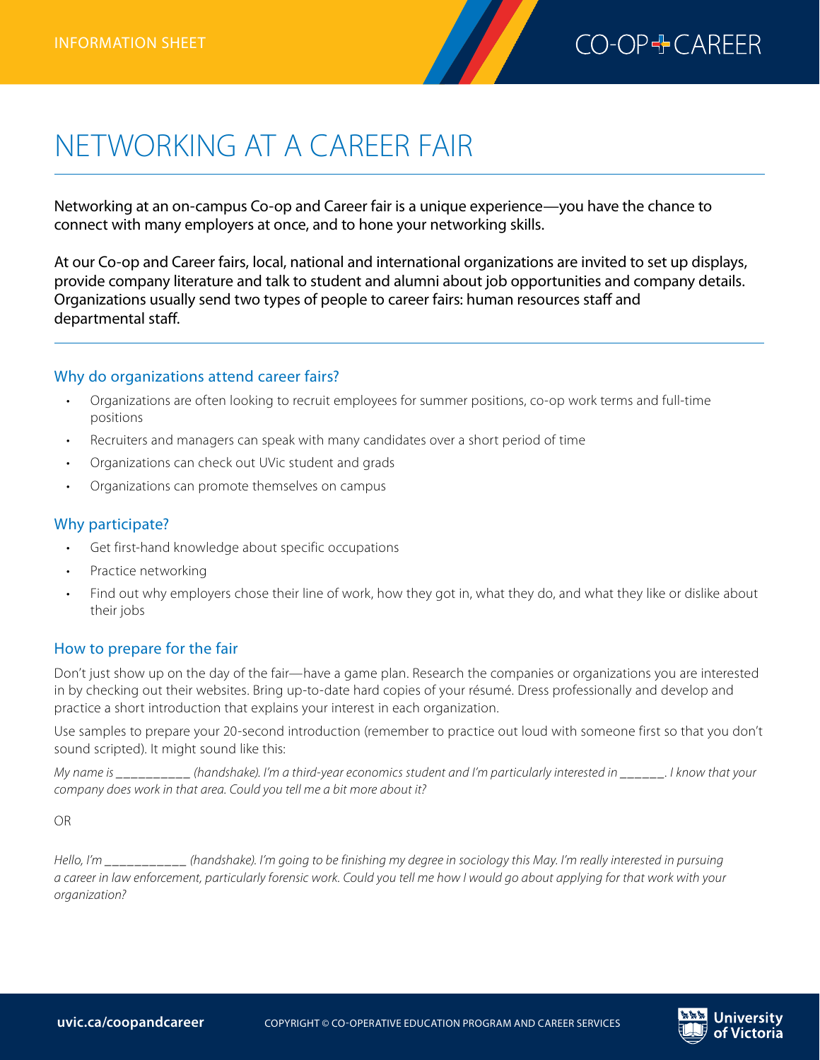INFORMATION SHEET

CO-OP + CAREER

# NETWORKING AT A CAREER FAIR

Networking at an on-campus Co-op and Career fair is a unique experience—you have the chance to connect with many employers at once, and to hone your networking skills.

At our Co-op and Career fairs, local, national and international organizations are invited to set up displays, provide company literature and talk to student and alumni about job opportunities and company details. Organizations usually send two types of people to career fairs: human resources staff and departmental staff.

## Why do organizations attend career fairs?

- Organizations are often looking to recruit employees for summer positions, co-op work terms and full-time positions
- Recruiters and managers can speak with many candidates over a short period of time
- Organizations can check out UVic student and grads
- Organizations can promote themselves on campus

## Why participate?

- Get first-hand knowledge about specific occupations
- Practice networking
- Find out why employers chose their line of work, how they got in, what they do, and what they like or dislike about their jobs

## How to prepare for the fair

Don't just show up on the day of the fair—have a game plan. Research the companies or organizations you are interested in by checking out their websites. Bring up-to-date hard copies of your résumé. Dress professionally and develop and practice a short introduction that explains your interest in each organization.

Use samples to prepare your 20-second introduction (remember to practice out loud with someone first so that you don't sound scripted). It might sound like this:

*My name is __________ (handshake). I'm a third-year economics student and I'm particularly interested in ______. I know that your company does work in that area. Could you tell me a bit more about it?*

OR

*Hello, I'm ___________ (handshake). I'm going to be finishing my degree in sociology this May. I'm really interested in pursuing a career in law enforcement, particularly forensic work. Could you tell me how I would go about applying for that work with your organization?*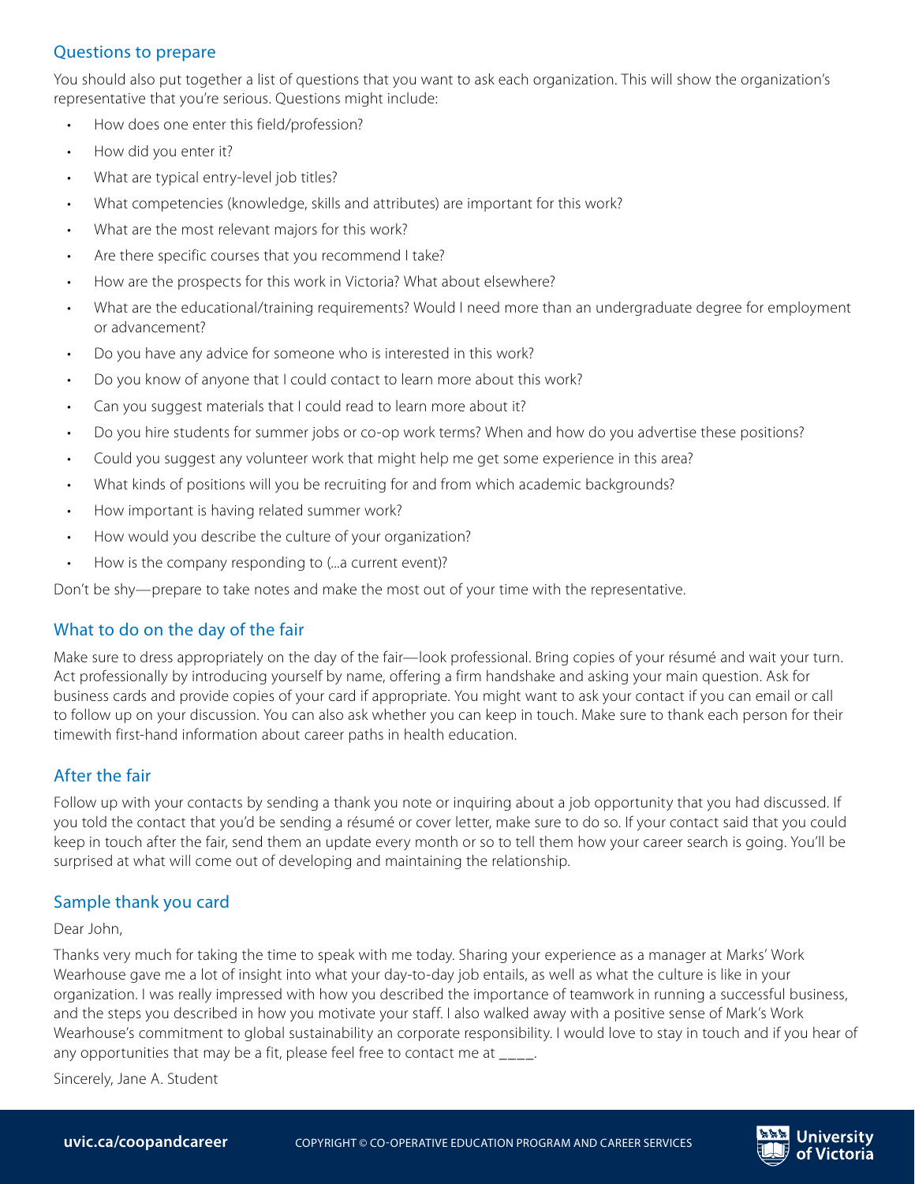## Questions to prepare

You should also put together a list of questions that you want to ask each organization. This will show the organization's representative that you're serious. Questions might include:

- How does one enter this field/profession?
- How did you enter it?
- What are typical entry-level job titles?
- What competencies (knowledge, skills and attributes) are important for this work?
- What are the most relevant majors for this work?
- Are there specific courses that you recommend I take?
- How are the prospects for this work in Victoria? What about elsewhere?
- What are the educational/training requirements? Would I need more than an undergraduate degree for employment or advancement?
- Do you have any advice for someone who is interested in this work?
- Do you know of anyone that I could contact to learn more about this work?
- Can you suggest materials that I could read to learn more about it?
- Do you hire students for summer jobs or co-op work terms? When and how do you advertise these positions?
- Could you suggest any volunteer work that might help me get some experience in this area?
- What kinds of positions will you be recruiting for and from which academic backgrounds?
- How important is having related summer work?
- How would you describe the culture of your organization?
- How is the company responding to (...a current event)?

Don't be shy—prepare to take notes and make the most out of your time with the representative.

## What to do on the day of the fair

Make sure to dress appropriately on the day of the fair—look professional. Bring copies of your résumé and wait your turn. Act professionally by introducing yourself by name, offering a firm handshake and asking your main question. Ask for business cards and provide copies of your card if appropriate. You might want to ask your contact if you can email or call to follow up on your discussion. You can also ask whether you can keep in touch. Make sure to thank each person for their timewith first-hand information about career paths in health education.

## After the fair

Follow up with your contacts by sending a thank you note or inquiring about a job opportunity that you had discussed. If you told the contact that you'd be sending a résumé or cover letter, make sure to do so. If your contact said that you could keep in touch after the fair, send them an update every month or so to tell them how your career search is going. You'll be surprised at what will come out of developing and maintaining the relationship.

## Sample thank you card

Dear John,

Thanks very much for taking the time to speak with me today. Sharing your experience as a manager at Marks' Work Wearhouse gave me a lot of insight into what your day-to-day job entails, as well as what the culture is like in your organization. I was really impressed with how you described the importance of teamwork in running a successful business, and the steps you described in how you motivate your staff. I also walked away with a positive sense of Mark's Work Wearhouse's commitment to global sustainability an corporate responsibility. I would love to stay in touch and if you hear of any opportunities that may be a fit, please feel free to contact me at ____.

Sincerely, Jane A. Student